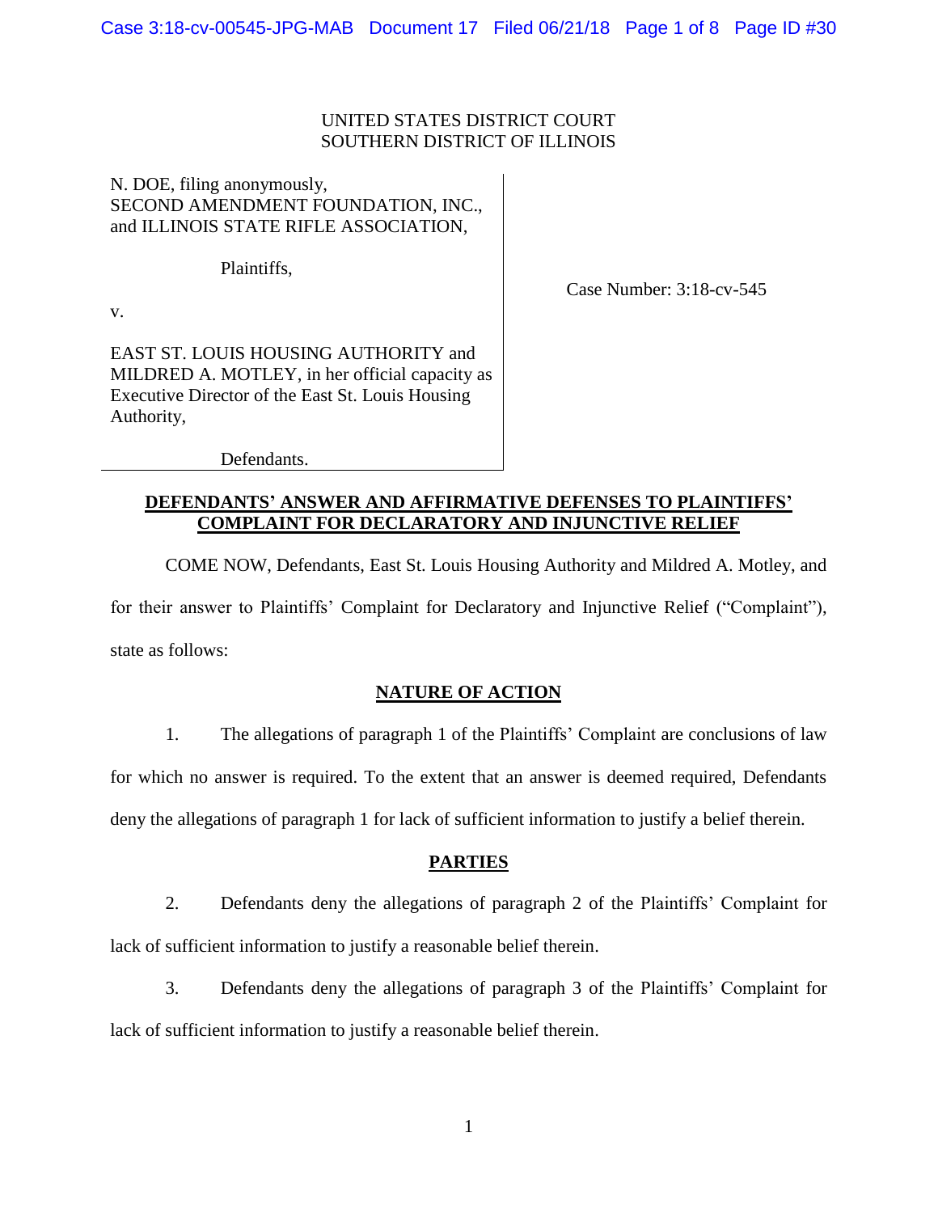UNITED STATES DISTRICT COURT
SOUTHERN DISTRICT OF ILLINOIS

N. DOE, filing anonymously,
SECOND AMENDMENT FOUNDATION, INC.,
and ILLINOIS STATE RIFLE ASSOCIATION,

Plaintiffs,

v.

EAST ST. LOUIS HOUSING AUTHORITY and
MILDRED A. MOTLEY, in her official capacity as
Executive Director of the East St. Louis Housing
Authority,

Defendants.

Case Number: 3:18-cv-545

**DEFENDANTS' ANSWER AND AFFIRMATIVE DEFENSES TO PLAINTIFFS' COMPLAINT FOR DECLARATORY AND INJUNCTIVE RELIEF**

COME NOW, Defendants, East St. Louis Housing Authority and Mildred A. Motley, and for their answer to Plaintiffs' Complaint for Declaratory and Injunctive Relief ("Complaint"), state as follows:

## NATURE OF ACTION

1. The allegations of paragraph 1 of the Plaintiffs' Complaint are conclusions of law for which no answer is required. To the extent that an answer is deemed required, Defendants deny the allegations of paragraph 1 for lack of sufficient information to justify a belief therein.

## PARTIES

2. Defendants deny the allegations of paragraph 2 of the Plaintiffs' Complaint for lack of sufficient information to justify a reasonable belief therein.

3. Defendants deny the allegations of paragraph 3 of the Plaintiffs' Complaint for lack of sufficient information to justify a reasonable belief therein.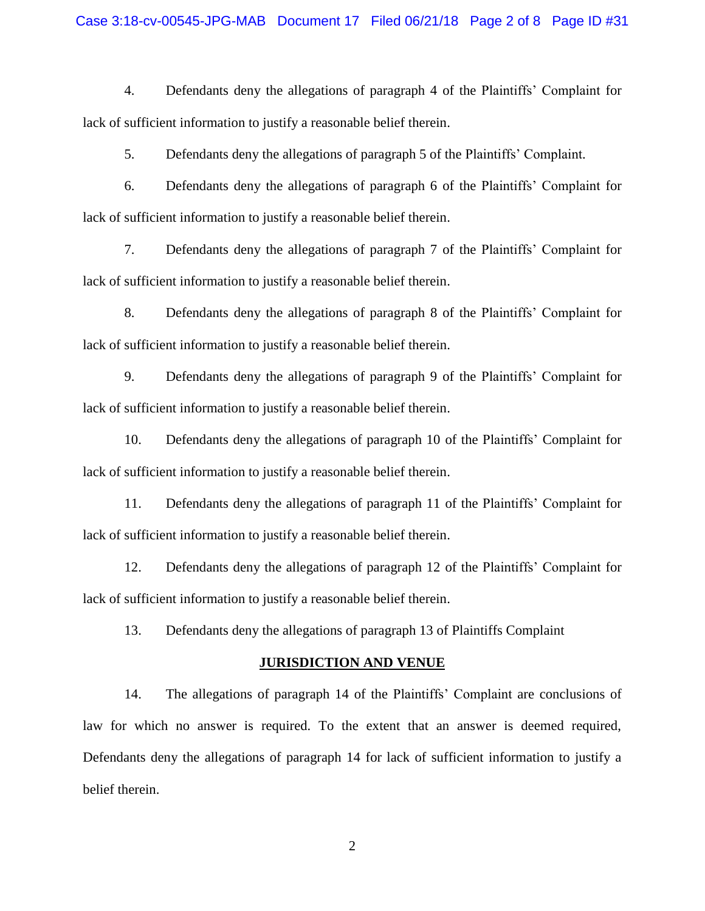4. Defendants deny the allegations of paragraph 4 of the Plaintiffs' Complaint for lack of sufficient information to justify a reasonable belief therein.

5. Defendants deny the allegations of paragraph 5 of the Plaintiffs' Complaint.

6. Defendants deny the allegations of paragraph 6 of the Plaintiffs' Complaint for lack of sufficient information to justify a reasonable belief therein.

7. Defendants deny the allegations of paragraph 7 of the Plaintiffs' Complaint for lack of sufficient information to justify a reasonable belief therein.

8. Defendants deny the allegations of paragraph 8 of the Plaintiffs' Complaint for lack of sufficient information to justify a reasonable belief therein.

9. Defendants deny the allegations of paragraph 9 of the Plaintiffs' Complaint for lack of sufficient information to justify a reasonable belief therein.

10. Defendants deny the allegations of paragraph 10 of the Plaintiffs' Complaint for lack of sufficient information to justify a reasonable belief therein.

11. Defendants deny the allegations of paragraph 11 of the Plaintiffs' Complaint for lack of sufficient information to justify a reasonable belief therein.

12. Defendants deny the allegations of paragraph 12 of the Plaintiffs' Complaint for lack of sufficient information to justify a reasonable belief therein.

13. Defendants deny the allegations of paragraph 13 of Plaintiffs Complaint

**JURISDICTION AND VENUE**

14. The allegations of paragraph 14 of the Plaintiffs' Complaint are conclusions of law for which no answer is required. To the extent that an answer is deemed required, Defendants deny the allegations of paragraph 14 for lack of sufficient information to justify a belief therein.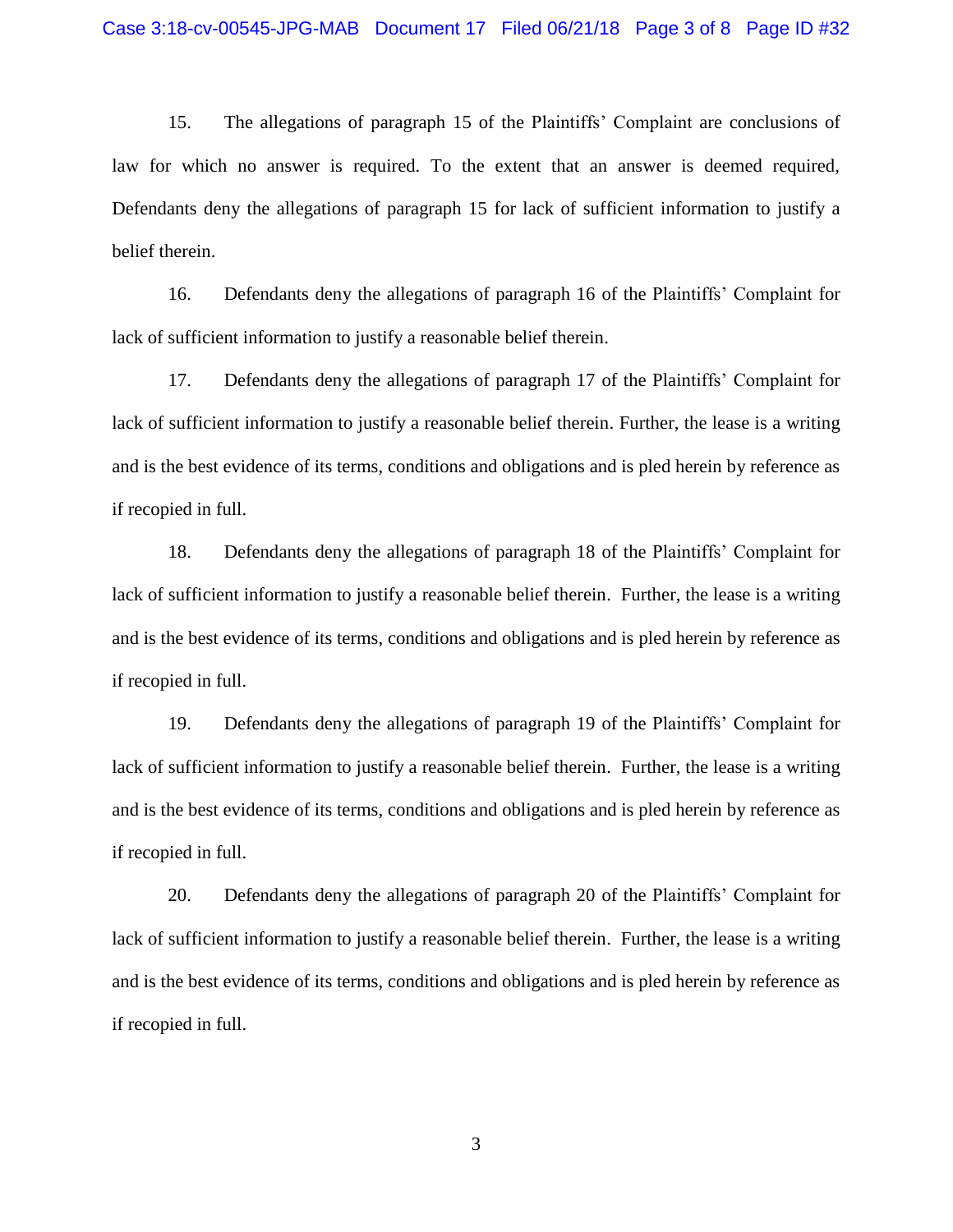15. The allegations of paragraph 15 of the Plaintiffs' Complaint are conclusions of law for which no answer is required. To the extent that an answer is deemed required, Defendants deny the allegations of paragraph 15 for lack of sufficient information to justify a belief therein.

16. Defendants deny the allegations of paragraph 16 of the Plaintiffs' Complaint for lack of sufficient information to justify a reasonable belief therein.

17. Defendants deny the allegations of paragraph 17 of the Plaintiffs' Complaint for lack of sufficient information to justify a reasonable belief therein. Further, the lease is a writing and is the best evidence of its terms, conditions and obligations and is pled herein by reference as if recopied in full.

18. Defendants deny the allegations of paragraph 18 of the Plaintiffs' Complaint for lack of sufficient information to justify a reasonable belief therein. Further, the lease is a writing and is the best evidence of its terms, conditions and obligations and is pled herein by reference as if recopied in full.

19. Defendants deny the allegations of paragraph 19 of the Plaintiffs' Complaint for lack of sufficient information to justify a reasonable belief therein. Further, the lease is a writing and is the best evidence of its terms, conditions and obligations and is pled herein by reference as if recopied in full.

20. Defendants deny the allegations of paragraph 20 of the Plaintiffs' Complaint for lack of sufficient information to justify a reasonable belief therein. Further, the lease is a writing and is the best evidence of its terms, conditions and obligations and is pled herein by reference as if recopied in full.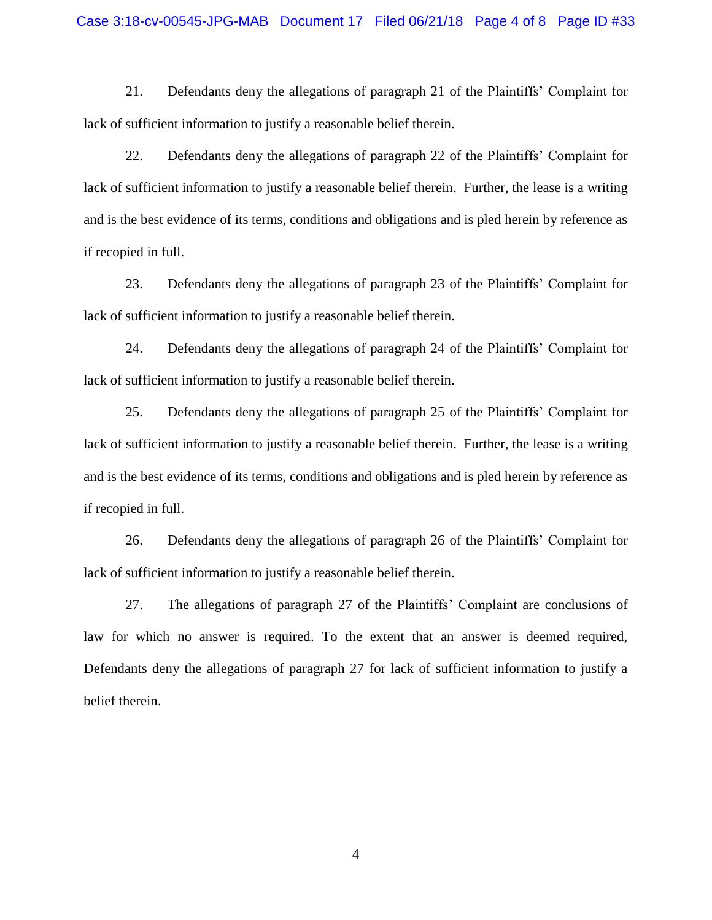21. Defendants deny the allegations of paragraph 21 of the Plaintiffs' Complaint for lack of sufficient information to justify a reasonable belief therein.

22. Defendants deny the allegations of paragraph 22 of the Plaintiffs' Complaint for lack of sufficient information to justify a reasonable belief therein. Further, the lease is a writing and is the best evidence of its terms, conditions and obligations and is pled herein by reference as if recopied in full.

23. Defendants deny the allegations of paragraph 23 of the Plaintiffs' Complaint for lack of sufficient information to justify a reasonable belief therein.

24. Defendants deny the allegations of paragraph 24 of the Plaintiffs' Complaint for lack of sufficient information to justify a reasonable belief therein.

25. Defendants deny the allegations of paragraph 25 of the Plaintiffs' Complaint for lack of sufficient information to justify a reasonable belief therein. Further, the lease is a writing and is the best evidence of its terms, conditions and obligations and is pled herein by reference as if recopied in full.

26. Defendants deny the allegations of paragraph 26 of the Plaintiffs' Complaint for lack of sufficient information to justify a reasonable belief therein.

27. The allegations of paragraph 27 of the Plaintiffs' Complaint are conclusions of law for which no answer is required. To the extent that an answer is deemed required, Defendants deny the allegations of paragraph 27 for lack of sufficient information to justify a belief therein.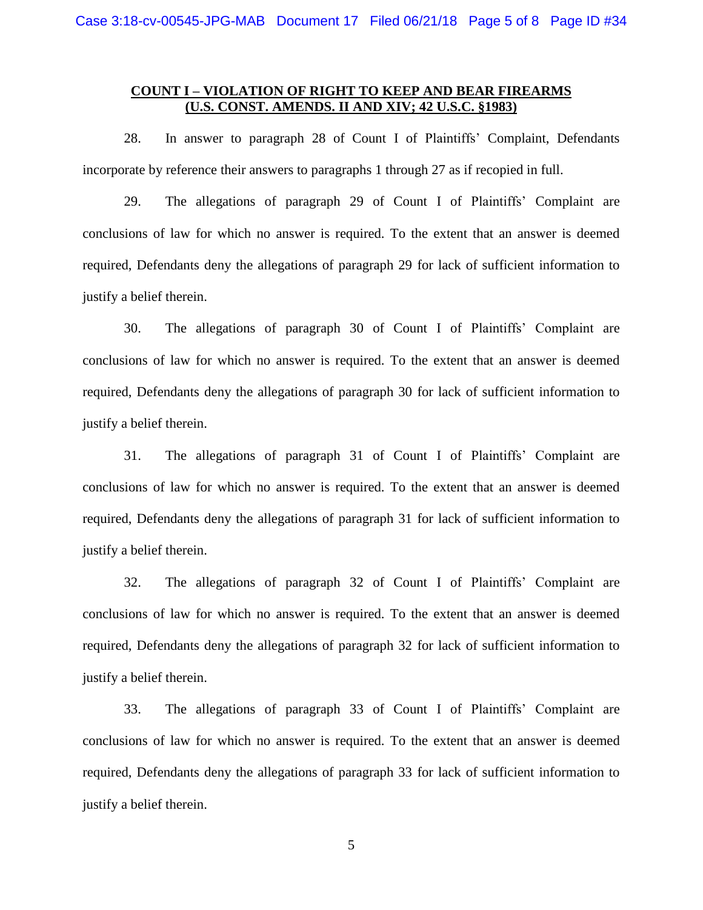**COUNT I – VIOLATION OF RIGHT TO KEEP AND BEAR FIREARMS**
**(U.S. CONST. AMENDS. II AND XIV; 42 U.S.C. §1983)**

28. In answer to paragraph 28 of Count I of Plaintiffs' Complaint, Defendants incorporate by reference their answers to paragraphs 1 through 27 as if recopied in full.

29. The allegations of paragraph 29 of Count I of Plaintiffs' Complaint are conclusions of law for which no answer is required. To the extent that an answer is deemed required, Defendants deny the allegations of paragraph 29 for lack of sufficient information to justify a belief therein.

30. The allegations of paragraph 30 of Count I of Plaintiffs' Complaint are conclusions of law for which no answer is required. To the extent that an answer is deemed required, Defendants deny the allegations of paragraph 30 for lack of sufficient information to justify a belief therein.

31. The allegations of paragraph 31 of Count I of Plaintiffs' Complaint are conclusions of law for which no answer is required. To the extent that an answer is deemed required, Defendants deny the allegations of paragraph 31 for lack of sufficient information to justify a belief therein.

32. The allegations of paragraph 32 of Count I of Plaintiffs' Complaint are conclusions of law for which no answer is required. To the extent that an answer is deemed required, Defendants deny the allegations of paragraph 32 for lack of sufficient information to justify a belief therein.

33. The allegations of paragraph 33 of Count I of Plaintiffs' Complaint are conclusions of law for which no answer is required. To the extent that an answer is deemed required, Defendants deny the allegations of paragraph 33 for lack of sufficient information to justify a belief therein.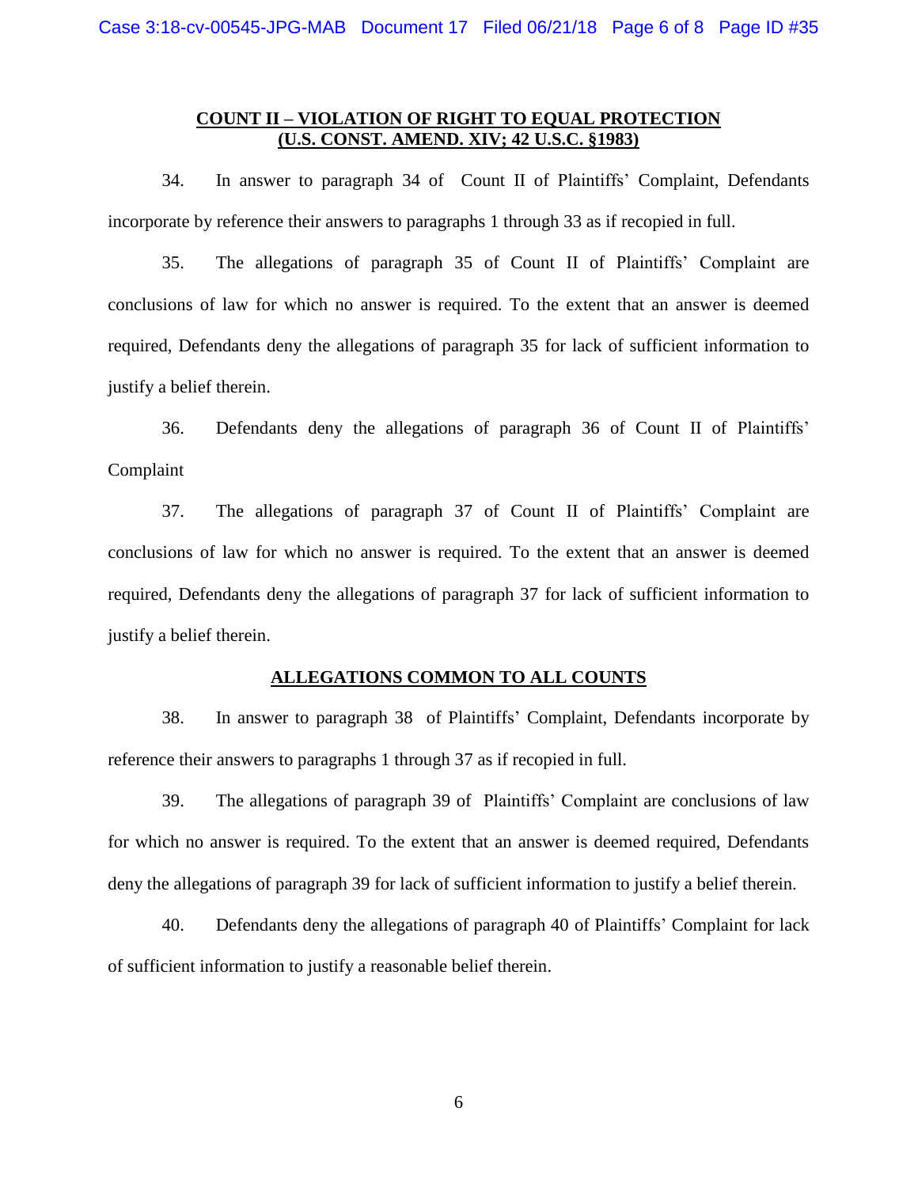**COUNT II – VIOLATION OF RIGHT TO EQUAL PROTECTION**
**(U.S. CONST. AMEND. XIV; 42 U.S.C. §1983)**

34. In answer to paragraph 34 of Count II of Plaintiffs' Complaint, Defendants incorporate by reference their answers to paragraphs 1 through 33 as if recopied in full.

35. The allegations of paragraph 35 of Count II of Plaintiffs' Complaint are conclusions of law for which no answer is required. To the extent that an answer is deemed required, Defendants deny the allegations of paragraph 35 for lack of sufficient information to justify a belief therein.

36. Defendants deny the allegations of paragraph 36 of Count II of Plaintiffs' Complaint

37. The allegations of paragraph 37 of Count II of Plaintiffs' Complaint are conclusions of law for which no answer is required. To the extent that an answer is deemed required, Defendants deny the allegations of paragraph 37 for lack of sufficient information to justify a belief therein.

**ALLEGATIONS COMMON TO ALL COUNTS**

38. In answer to paragraph 38 of Plaintiffs' Complaint, Defendants incorporate by reference their answers to paragraphs 1 through 37 as if recopied in full.

39. The allegations of paragraph 39 of Plaintiffs' Complaint are conclusions of law for which no answer is required. To the extent that an answer is deemed required, Defendants deny the allegations of paragraph 39 for lack of sufficient information to justify a belief therein.

40. Defendants deny the allegations of paragraph 40 of Plaintiffs' Complaint for lack of sufficient information to justify a reasonable belief therein.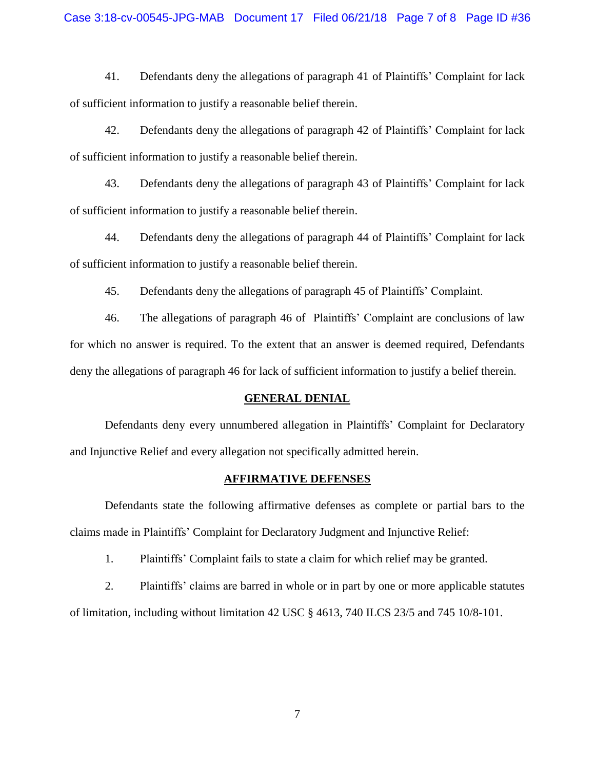41. Defendants deny the allegations of paragraph 41 of Plaintiffs' Complaint for lack of sufficient information to justify a reasonable belief therein.

42. Defendants deny the allegations of paragraph 42 of Plaintiffs' Complaint for lack of sufficient information to justify a reasonable belief therein.

43. Defendants deny the allegations of paragraph 43 of Plaintiffs' Complaint for lack of sufficient information to justify a reasonable belief therein.

44. Defendants deny the allegations of paragraph 44 of Plaintiffs' Complaint for lack of sufficient information to justify a reasonable belief therein.

45. Defendants deny the allegations of paragraph 45 of Plaintiffs' Complaint.

46. The allegations of paragraph 46 of Plaintiffs' Complaint are conclusions of law for which no answer is required. To the extent that an answer is deemed required, Defendants deny the allegations of paragraph 46 for lack of sufficient information to justify a belief therein.

## GENERAL DENIAL

Defendants deny every unnumbered allegation in Plaintiffs' Complaint for Declaratory and Injunctive Relief and every allegation not specifically admitted herein.

## AFFIRMATIVE DEFENSES

Defendants state the following affirmative defenses as complete or partial bars to the claims made in Plaintiffs' Complaint for Declaratory Judgment and Injunctive Relief:

1. Plaintiffs' Complaint fails to state a claim for which relief may be granted.

2. Plaintiffs' claims are barred in whole or in part by one or more applicable statutes of limitation, including without limitation 42 USC § 4613, 740 ILCS 23/5 and 745 10/8-101.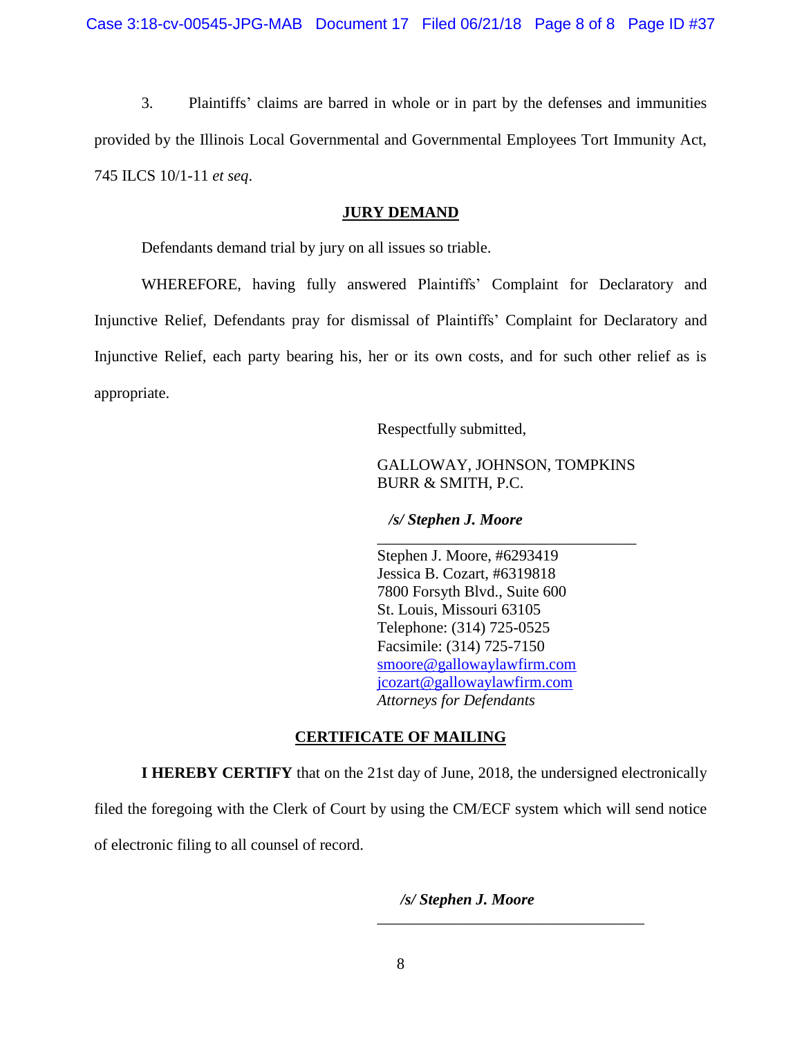3. Plaintiffs' claims are barred in whole or in part by the defenses and immunities provided by the Illinois Local Governmental and Governmental Employees Tort Immunity Act, 745 ILCS 10/1-11 *et seq*.

## JURY DEMAND

Defendants demand trial by jury on all issues so triable.

WHEREFORE, having fully answered Plaintiffs' Complaint for Declaratory and Injunctive Relief, Defendants pray for dismissal of Plaintiffs' Complaint for Declaratory and Injunctive Relief, each party bearing his, her or its own costs, and for such other relief as is appropriate.

Respectfully submitted,

GALLOWAY, JOHNSON, TOMPKINS BURR & SMITH, P.C.

***/s/ Stephen J. Moore***

Stephen J. Moore, #6293419
Jessica B. Cozart, #6319818
7800 Forsyth Blvd., Suite 600
St. Louis, Missouri 63105
Telephone: (314) 725-0525
Facsimile: (314) 725-7150
smoore@gallowaylawfirm.com
jcozart@gallowaylawfirm.com
*Attorneys for Defendants*

## CERTIFICATE OF MAILING

**I HEREBY CERTIFY** that on the 21st day of June, 2018, the undersigned electronically filed the foregoing with the Clerk of Court by using the CM/ECF system which will send notice of electronic filing to all counsel of record.

***/s/ Stephen J. Moore***